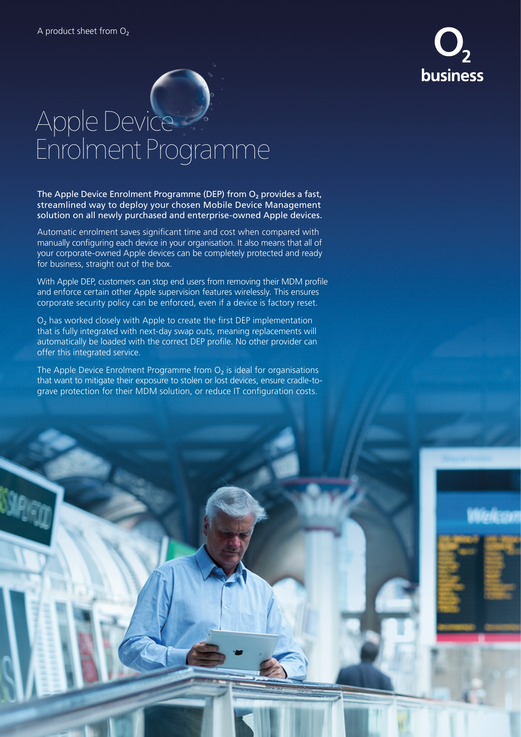A product sheet from $O_2$

# Apple Device Enrolment Programme

**The Apple Device Enrolment Programme (DEP) from $O_2$ provides a fast, streamlined way to deploy your chosen Mobile Device Management solution on all newly purchased and enterprise-owned Apple devices.**

Automatic enrolment saves significant time and cost when compared with manually configuring each device in your organisation. It also means that all of your corporate-owned Apple devices can be completely protected and ready for business, straight out of the box.

With Apple DEP, customers can stop end users from removing their MDM profile and enforce certain other Apple supervision features wirelessly. This ensures corporate security policy can be enforced, even if a device is factory reset.

$O_2$ has worked closely with Apple to create the first DEP implementation that is fully integrated with next-day swap outs, meaning replacements will automatically be loaded with the correct DEP profile. No other provider can offer this integrated service.

The Apple Device Enrolment Programme from $O_2$ is ideal for organisations that want to mitigate their exposure to stolen or lost devices, ensure cradle-to-grave protection for their MDM solution, or reduce IT configuration costs.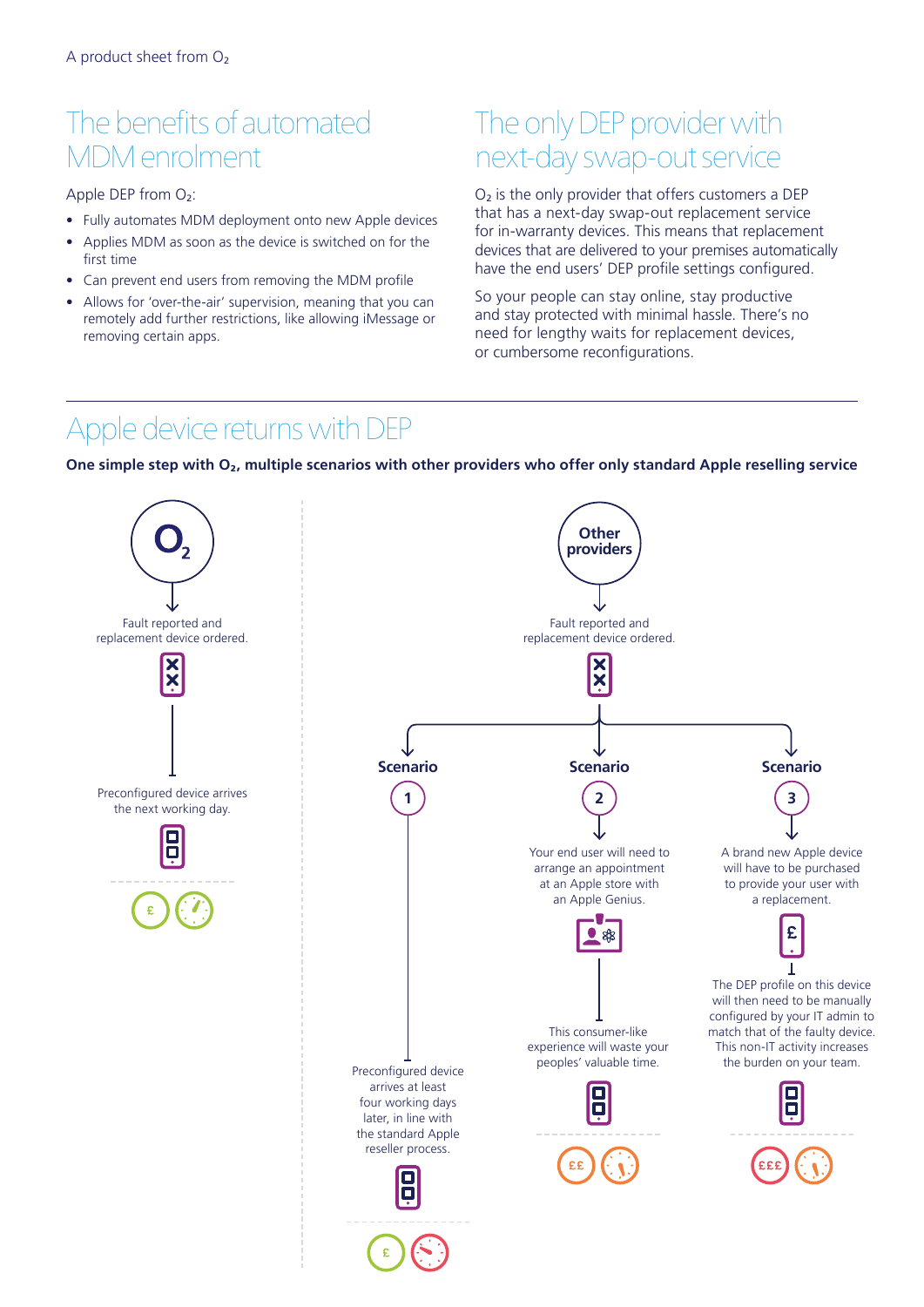A product sheet from $O_2$

## The benefits of automated MDM enrolment

Apple DEP from $O_2$:

- Fully automates MDM deployment onto new Apple devices
- Applies MDM as soon as the device is switched on for the first time
- Can prevent end users from removing the MDM profile
- Allows for 'over-the-air' supervision, meaning that you can remotely add further restrictions, like allowing iMessage or removing certain apps.

## The only DEP provider with next-day swap-out service

$O_2$ is the only provider that offers customers a DEP that has a next-day swap-out replacement service for in-warranty devices. This means that replacement devices that are delivered to your premises automatically have the end users' DEP profile settings configured.

So your people can stay online, stay productive and stay protected with minimal hassle. There's no need for lengthy waits for replacement devices, or cumbersome reconfigurations.

## Apple device returns with DEP

**One simple step with $O_2$, multiple scenarios with other providers who offer only standard Apple reselling service**

### $O_2$

Fault reported and replacement device ordered.

Preconfigured device arrives the next working day.

£

### Other providers

Fault reported and replacement device ordered.

**Scenario 1**

Preconfigured device arrives at least four working days later, in line with the standard Apple reseller process.

£

**Scenario 2**

Your end user will need to arrange an appointment at an Apple store with an Apple Genius.

This consumer-like experience will waste your peoples' valuable time.

££

**Scenario 3**

A brand new Apple device will have to be purchased to provide your user with a replacement.

£

The DEP profile on this device will then need to be manually configured by your IT admin to match that of the faulty device. This non-IT activity increases the burden on your team.

£££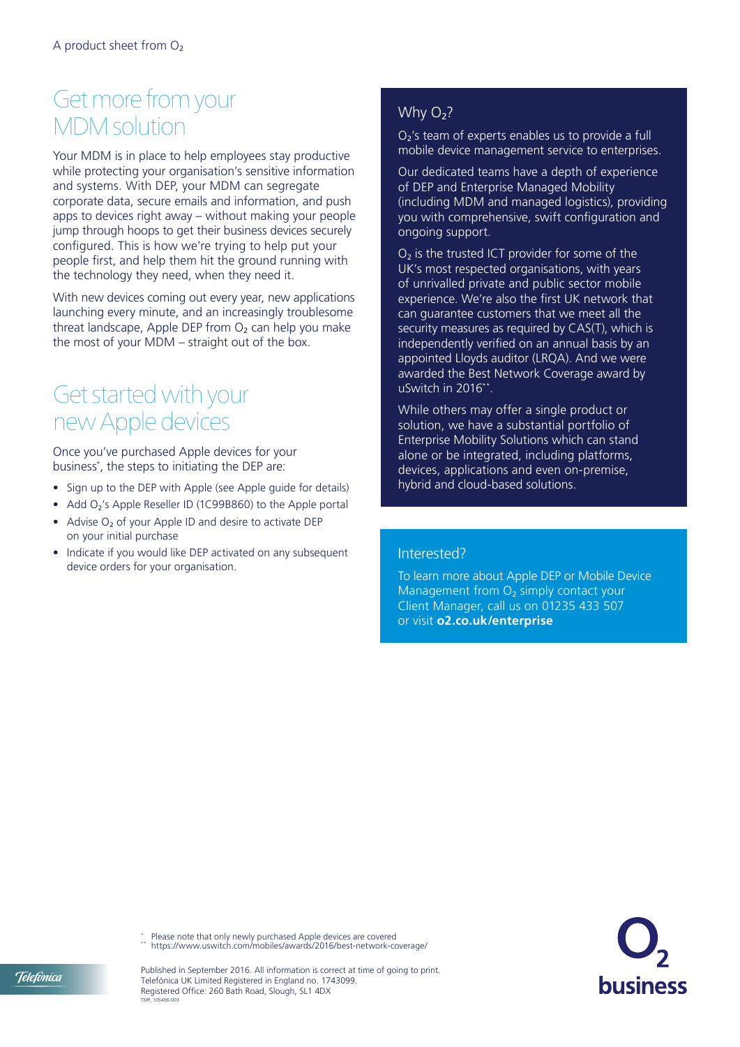A product sheet from $O_2$

## Get more from your MDM solution

Your MDM is in place to help employees stay productive while protecting your organisation's sensitive information and systems. With DEP, your MDM can segregate corporate data, secure emails and information, and push apps to devices right away – without making your people jump through hoops to get their business devices securely configured. This is how we're trying to help put your people first, and help them hit the ground running with the technology they need, when they need it.

With new devices coming out every year, new applications launching every minute, and an increasingly troublesome threat landscape, Apple DEP from $O_2$ can help you make the most of your MDM – straight out of the box.

## Get started with your new Apple devices

Once you've purchased Apple devices for your business*, the steps to initiating the DEP are:

- Sign up to the DEP with Apple (see Apple guide for details)
- Add $O_2$'s Apple Reseller ID (1C99B860) to the Apple portal
- Advise $O_2$ of your Apple ID and desire to activate DEP on your initial purchase
- Indicate if you would like DEP activated on any subsequent device orders for your organisation.

### Why $O_2$?

$O_2$'s team of experts enables us to provide a full mobile device management service to enterprises.

Our dedicated teams have a depth of experience of DEP and Enterprise Managed Mobility (including MDM and managed logistics), providing you with comprehensive, swift configuration and ongoing support.

$O_2$ is the trusted ICT provider for some of the UK's most respected organisations, with years of unrivalled private and public sector mobile experience. We're also the first UK network that can guarantee customers that we meet all the security measures as required by CAS(T), which is independently verified on an annual basis by an appointed Lloyds auditor (LRQA). And we were awarded the Best Network Coverage award by uSwitch in 2016**.

While others may offer a single product or solution, we have a substantial portfolio of Enterprise Mobility Solutions which can stand alone or be integrated, including platforms, devices, applications and even on-premise, hybrid and cloud-based solutions.

### Interested?

To learn more about Apple DEP or Mobile Device Management from $O_2$ simply contact your Client Manager, call us on 01235 433 507 or visit **o2.co.uk/enterprise**

\* Please note that only newly purchased Apple devices are covered
** https://www.uswitch.com/mobiles/awards/2016/best-network-coverage/

Published in September 2016. All information is correct at time of going to print.
Telefónica UK Limited Registered in England no. 1743099.
Registered Office: 260 Bath Road, Slough, SL1 4DX
TMP_105496-003